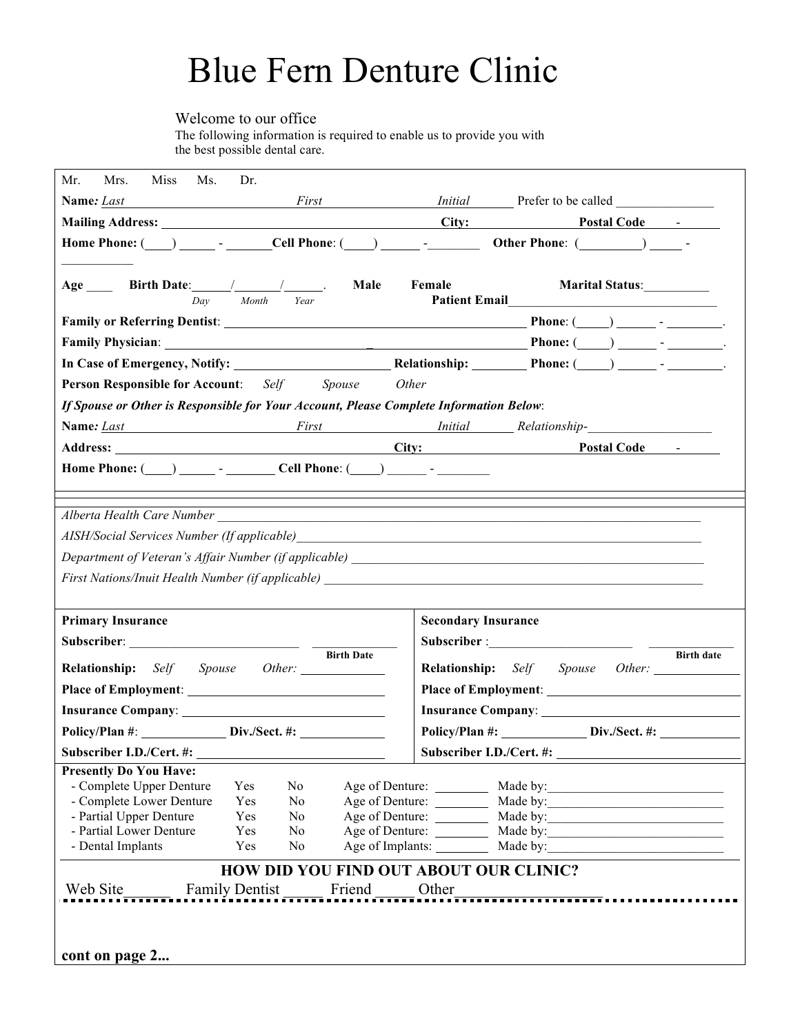# Blue Fern Denture Clinic

Welcome to our office
The following information is required to enable us to provide you with the best possible dental care.

Mr. Mrs. Miss Ms. Dr.

**Name:** *Last* ______________ *First* ______________ *Initial* ______ Prefer to be called ______________

**Mailing Address:** ______________________________ **City:** ______________ **Postal Code** ____ - ____

**Home Phone:** (____) _____ - ______ **Cell Phone**: (____) _____ - ________ **Other Phone**: (_________) _____ - ___________

**Age** ____ **Birth Date**:_____/_____/_____. (Day / Month / Year) **Male** **Female** **Marital Status**:__________

**Patient Email**______________________________

**Family or Referring Dentist**: ______________________________ **Phone**: (_____) ______ - ________.

**Family Physician**: ______________________________ **Phone:** (_____) ______ - ________.

**In Case of Emergency, Notify:** ____________________ **Relationship:** ________ **Phone:** (_____) ______ - ________.

**Person Responsible for Account**: *Self* *Spouse* *Other*

***If Spouse or Other is Responsible for Your Account, Please Complete Information Below***:

**Name:** *Last* ______________ *First* ______________ *Initial* ______ *Relationship-*__________________

**Address:** ______________________________ **City:** ______________ **Postal Code** ____ - ____

**Home Phone:** (____) _____ - _______ **Cell Phone**: (____) _____ - ________

---

*Alberta Health Care Number* ______________________________________________

*AISH/Social Services Number (If applicable)*______________________________________________

*Department of Veteran's Affair Number (if applicable)* ______________________________________________

*First Nations/Inuit Health Number (if applicable)* ______________________________________________

| **Primary Insurance** | **Secondary Insurance** |
|---|---|
| **Subscriber**: ______________ ____________ **Birth Date** | **Subscriber** :______________ ____________ **Birth date** |
| **Relationship:** *Self* *Spouse* *Other:* ____________ | **Relationship:** *Self* *Spouse* *Other:* ____________ |
| **Place of Employment**: ______________________ | **Place of Employment**: ______________________ |
| **Insurance Company**: ______________________ | **Insurance Company**: ______________________ |
| **Policy/Plan #**: ____________ **Div./Sect. #:** ____________ | **Policy/Plan #:** ____________ **Div./Sect. #:** ____________ |
| **Subscriber I.D./Cert. #:** ______________________ | **Subscriber I.D./Cert. #:** ______________________ |

**Presently Do You Have:**

| | | | | |
|---|---|---|---|---|
| - Complete Upper Denture | Yes | No | Age of Denture: ________ | Made by:____________________ |
| - Complete Lower Denture | Yes | No | Age of Denture: ________ | Made by:____________________ |
| - Partial Upper Denture | Yes | No | Age of Denture: ________ | Made by:____________________ |
| - Partial Lower Denture | Yes | No | Age of Denture: ________ | Made by:____________________ |
| - Dental Implants | Yes | No | Age of Implants: ________ | Made by:____________________ |

**HOW DID YOU FIND OUT ABOUT OUR CLINIC?**

Web Site______ Family Dentist _____ Friend _____ Other__________________

**cont on page 2...**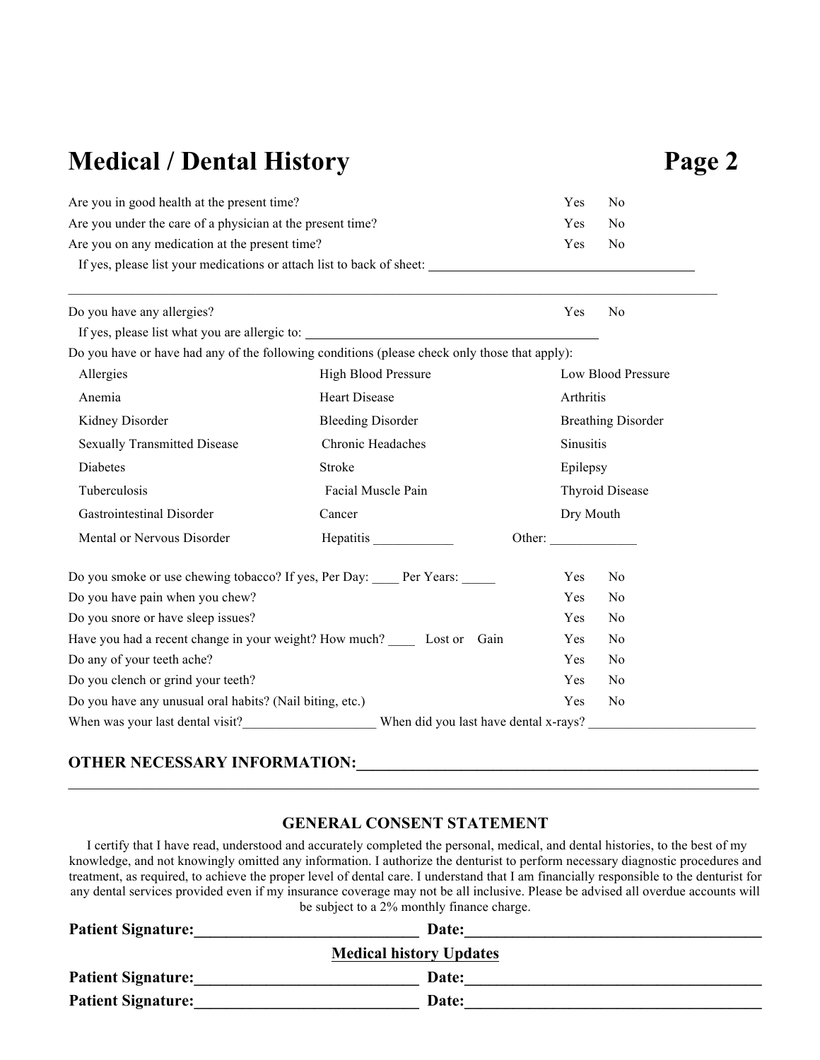# Medical / Dental History **Page 2**

| | | |
|---|---|---|
| Are you in good health at the present time? | Yes | No |
| Are you under the care of a physician at the present time? | Yes | No |
| Are you on any medication at the present time? | Yes | No |

If yes, please list your medications or attach list to back of sheet: ________________________________________

_____________________________________________________________________________________________

| | | |
|---|---|---|
| Do you have any allergies? | Yes | No |

If yes, please list what you are allergic to: ____________________________________________

Do you have or have had any of the following conditions (please check only those that apply):

| | | |
|---|---|---|
| Allergies | High Blood Pressure | Low Blood Pressure |
| Anemia | Heart Disease | Arthritis |
| Kidney Disorder | Bleeding Disorder | Breathing Disorder |
| Sexually Transmitted Disease | Chronic Headaches | Sinusitis |
| Diabetes | Stroke | Epilepsy |
| Tuberculosis | Facial Muscle Pain | Thyroid Disease |
| Gastrointestinal Disorder | Cancer | Dry Mouth |
| Mental or Nervous Disorder | Hepatitis ____________ | Other: _____________ |

| | | |
|---|---|---|
| Do you smoke or use chewing tobacco? If yes, Per Day: ____ Per Years: _____ | Yes | No |
| Do you have pain when you chew? | Yes | No |
| Do you snore or have sleep issues? | Yes | No |
| Have you had a recent change in your weight? How much? ____ Lost or Gain | Yes | No |
| Do any of your teeth ache? | Yes | No |
| Do you clench or grind your teeth? | Yes | No |
| Do you have any unusual oral habits? (Nail biting, etc.) | Yes | No |

When was your last dental visit?____________________ When did you last have dental x-rays? _________________________

**OTHER NECESSARY INFORMATION:**_____________________________________________________

_____________________________________________________________________________________________

## GENERAL CONSENT STATEMENT

I certify that I have read, understood and accurately completed the personal, medical, and dental histories, to the best of my knowledge, and not knowingly omitted any information. I authorize the denturist to perform necessary diagnostic procedures and treatment, as required, to achieve the proper level of dental care. I understand that I am financially responsible to the denturist for any dental services provided even if my insurance coverage may not be all inclusive. Please be advised all overdue accounts will be subject to a 2% monthly finance charge.

**Patient Signature:**_____________________________ **Date:**______________________________________

**Medical history Updates**

**Patient Signature:**_____________________________ **Date:**______________________________________

**Patient Signature:**_____________________________ **Date:**______________________________________